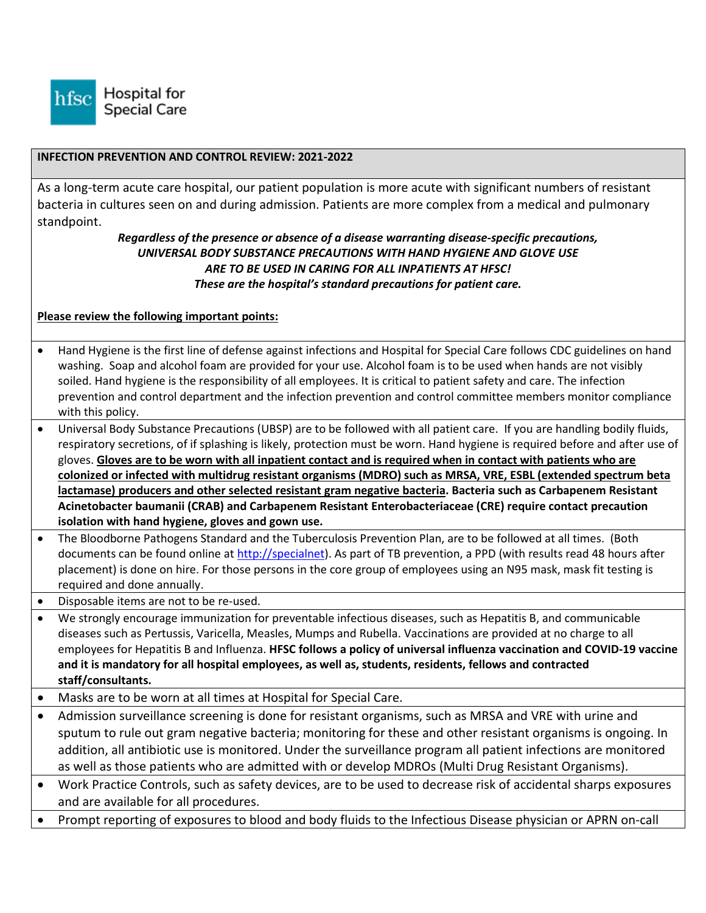Hospital for Special Care

## INFECTION PREVENTION AND CONTROL REVIEW: 2021-2022

As a long-term acute care hospital, our patient population is more acute with significant numbers of resistant bacteria in cultures seen on and during admission. Patients are more complex from a medical and pulmonary standpoint.

***Regardless of the presence or absence of a disease warranting disease-specific precautions, UNIVERSAL BODY SUBSTANCE PRECAUTIONS WITH HAND HYGIENE AND GLOVE USE ARE TO BE USED IN CARING FOR ALL INPATIENTS AT HFSC! These are the hospital's standard precautions for patient care.***

**Please review the following important points:**

- Hand Hygiene is the first line of defense against infections and Hospital for Special Care follows CDC guidelines on hand washing. Soap and alcohol foam are provided for your use. Alcohol foam is to be used when hands are not visibly soiled. Hand hygiene is the responsibility of all employees. It is critical to patient safety and care. The infection prevention and control department and the infection prevention and control committee members monitor compliance with this policy.
- Universal Body Substance Precautions (UBSP) are to be followed with all patient care. If you are handling bodily fluids, respiratory secretions, of if splashing is likely, protection must be worn. Hand hygiene is required before and after use of gloves. **Gloves are to be worn with all inpatient contact and is required when in contact with patients who are colonized or infected with multidrug resistant organisms (MDRO) such as MRSA, VRE, ESBL (extended spectrum beta lactamase) producers and other selected resistant gram negative bacteria. Bacteria such as Carbapenem Resistant Acinetobacter baumanii (CRAB) and Carbapenem Resistant Enterobacteriaceae (CRE) require contact precaution isolation with hand hygiene, gloves and gown use.**
- The Bloodborne Pathogens Standard and the Tuberculosis Prevention Plan, are to be followed at all times. (Both documents can be found online at [http://specialnet](http://specialnet)). As part of TB prevention, a PPD (with results read 48 hours after placement) is done on hire. For those persons in the core group of employees using an N95 mask, mask fit testing is required and done annually.
- Disposable items are not to be re-used.
- We strongly encourage immunization for preventable infectious diseases, such as Hepatitis B, and communicable diseases such as Pertussis, Varicella, Measles, Mumps and Rubella. Vaccinations are provided at no charge to all employees for Hepatitis B and Influenza. **HFSC follows a policy of universal influenza vaccination and COVID-19 vaccine and it is mandatory for all hospital employees, as well as, students, residents, fellows and contracted staff/consultants.**
- Masks are to be worn at all times at Hospital for Special Care.
- Admission surveillance screening is done for resistant organisms, such as MRSA and VRE with urine and sputum to rule out gram negative bacteria; monitoring for these and other resistant organisms is ongoing. In addition, all antibiotic use is monitored. Under the surveillance program all patient infections are monitored as well as those patients who are admitted with or develop MDROs (Multi Drug Resistant Organisms).
- Work Practice Controls, such as safety devices, are to be used to decrease risk of accidental sharps exposures and are available for all procedures.
- Prompt reporting of exposures to blood and body fluids to the Infectious Disease physician or APRN on-call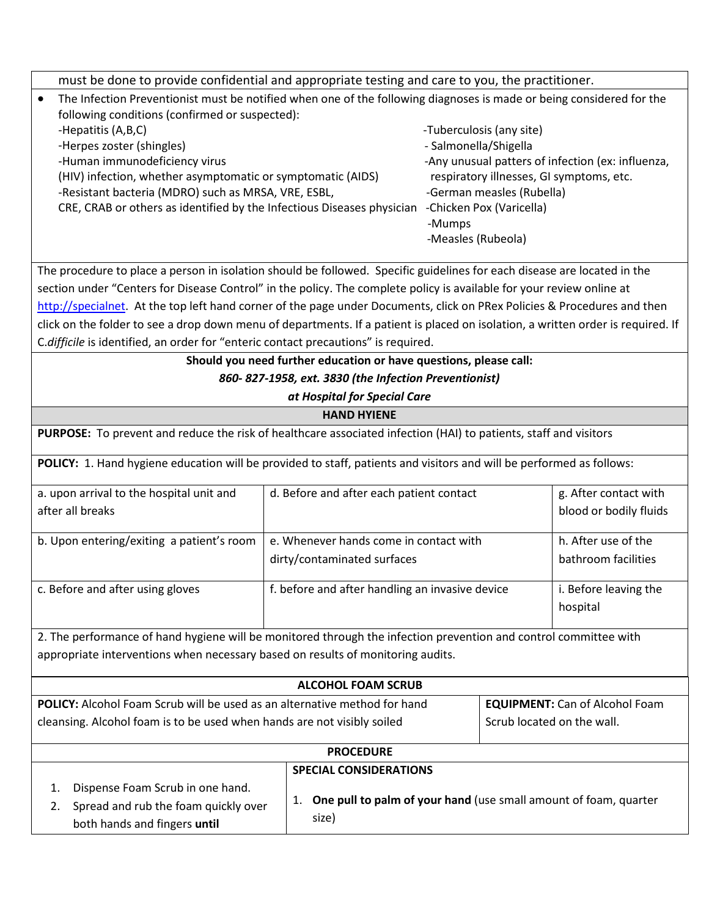must be done to provide confidential and appropriate testing and care to you, the practitioner.

- The Infection Preventionist must be notified when one of the following diagnoses is made or being considered for the following conditions (confirmed or suspected):
  - -Hepatitis (A,B,C)
  - -Herpes zoster (shingles)
  - -Human immunodeficiency virus (HIV) infection, whether asymptomatic or symptomatic (AIDS)
  - -Resistant bacteria (MDRO) such as MRSA, VRE, ESBL, CRE, CRAB or others as identified by the Infectious Diseases physician
  - -Tuberculosis (any site)
  - - Salmonella/Shigella
  - -Any unusual patters of infection (ex: influenza, respiratory illnesses, GI symptoms, etc.
  - -German measles (Rubella)
  - -Chicken Pox (Varicella)
  - -Mumps
  - -Measles (Rubeola)

The procedure to place a person in isolation should be followed. Specific guidelines for each disease are located in the section under "Centers for Disease Control" in the policy. The complete policy is available for your review online at http://specialnet. At the top left hand corner of the page under Documents, click on PRex Policies & Procedures and then click on the folder to see a drop down menu of departments. If a patient is placed on isolation, a written order is required. If C.*difficile* is identified, an order for "enteric contact precautions" is required.

**Should you need further education or have questions, please call:**

***860- 827-1958, ext. 3830 (the Infection Preventionist)***

***at Hospital for Special Care***

## HAND HYIENE

**PURPOSE:** To prevent and reduce the risk of healthcare associated infection (HAI) to patients, staff and visitors

**POLICY:** 1. Hand hygiene education will be provided to staff, patients and visitors and will be performed as follows:

| | | |
|---|---|---|
| a. upon arrival to the hospital unit and after all breaks | d. Before and after each patient contact | g. After contact with blood or bodily fluids |
| b. Upon entering/exiting a patient's room | e. Whenever hands come in contact with dirty/contaminated surfaces | h. After use of the bathroom facilities |
| c. Before and after using gloves | f. before and after handling an invasive device | i. Before leaving the hospital |

2. The performance of hand hygiene will be monitored through the infection prevention and control committee with appropriate interventions when necessary based on results of monitoring audits.

## ALCOHOL FOAM SCRUB

**POLICY:** Alcohol Foam Scrub will be used as an alternative method for hand cleansing. Alcohol foam is to be used when hands are not visibly soiled

**EQUIPMENT:** Can of Alcohol Foam Scrub located on the wall.

### PROCEDURE

| | **SPECIAL CONSIDERATIONS** |
|---|---|
| 1. Dispense Foam Scrub in one hand.<br>2. Spread and rub the foam quickly over both hands and fingers **until** | 1. **One pull to palm of your hand** (use small amount of foam, quarter size) |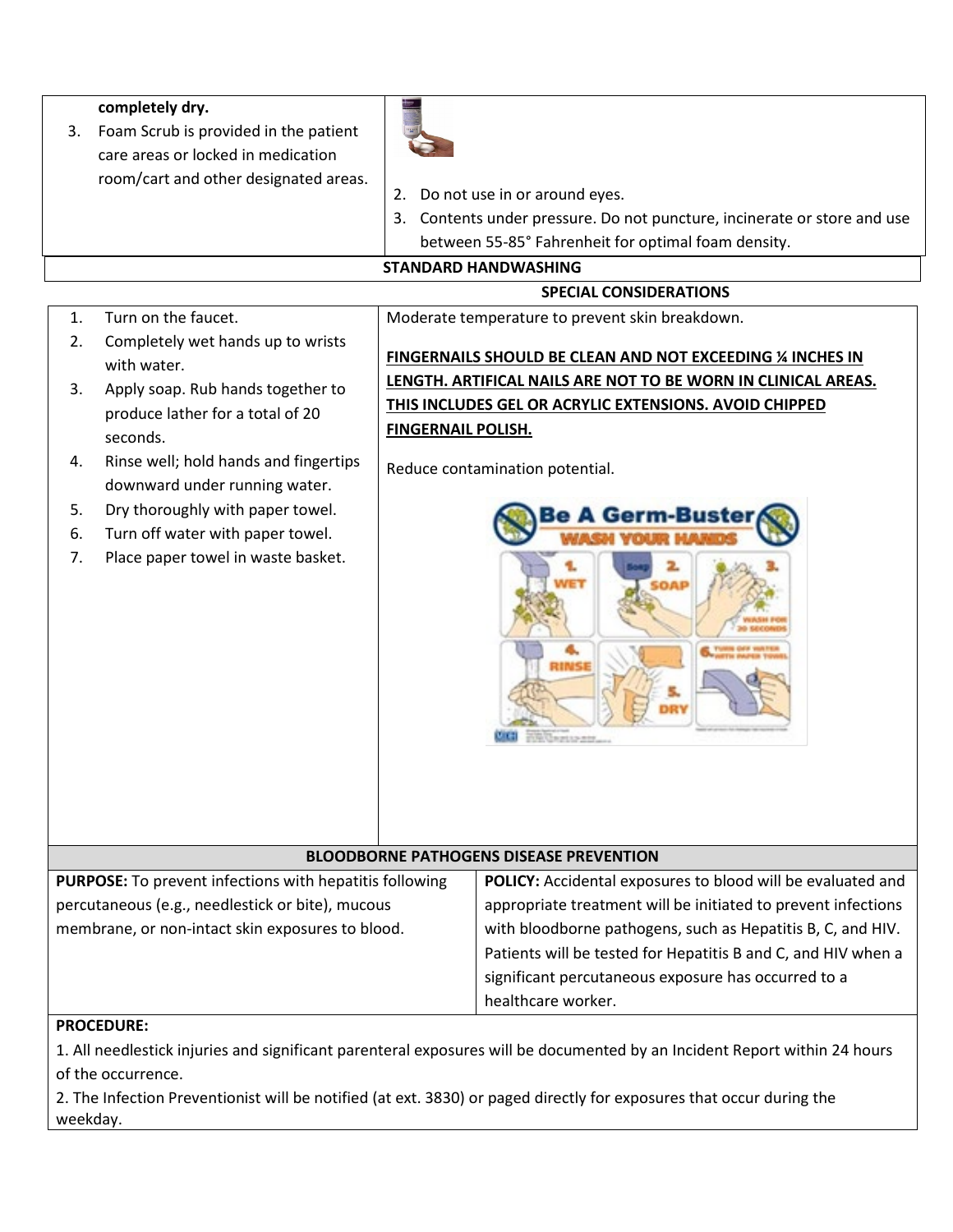| | |
|---|---|
| **completely dry.**<br>3. Foam Scrub is provided in the patient care areas or locked in medication room/cart and other designated areas. | 2. Do not use in or around eyes.<br>3. Contents under pressure. Do not puncture, incinerate or store and use between 55-85° Fahrenheit for optimal foam density. |

**STANDARD HANDWASHING**

| | SPECIAL CONSIDERATIONS |
|---|---|
| 1. Turn on the faucet.<br>2. Completely wet hands up to wrists with water.<br>3. Apply soap. Rub hands together to produce lather for a total of 20 seconds.<br>4. Rinse well; hold hands and fingertips downward under running water.<br>5. Dry thoroughly with paper towel.<br>6. Turn off water with paper towel.<br>7. Place paper towel in waste basket. | Moderate temperature to prevent skin breakdown.<br><br>**FINGERNAILS SHOULD BE CLEAN AND NOT EXCEEDING ¼ INCHES IN LENGTH. ARTIFICAL NAILS ARE NOT TO BE WORN IN CLINICAL AREAS. THIS INCLUDES GEL OR ACRYLIC EXTENSIONS. AVOID CHIPPED FINGERNAIL POLISH.**<br><br>Reduce contamination potential. |

**BLOODBORNE PATHOGENS DISEASE PREVENTION**

| | |
|---|---|
| **PURPOSE:** To prevent infections with hepatitis following percutaneous (e.g., needlestick or bite), mucous membrane, or non-intact skin exposures to blood. | **POLICY:** Accidental exposures to blood will be evaluated and appropriate treatment will be initiated to prevent infections with bloodborne pathogens, such as Hepatitis B, C, and HIV. Patients will be tested for Hepatitis B and C, and HIV when a significant percutaneous exposure has occurred to a healthcare worker. |

**PROCEDURE:**

1. All needlestick injuries and significant parenteral exposures will be documented by an Incident Report within 24 hours of the occurrence.

2. The Infection Preventionist will be notified (at ext. 3830) or paged directly for exposures that occur during the weekday.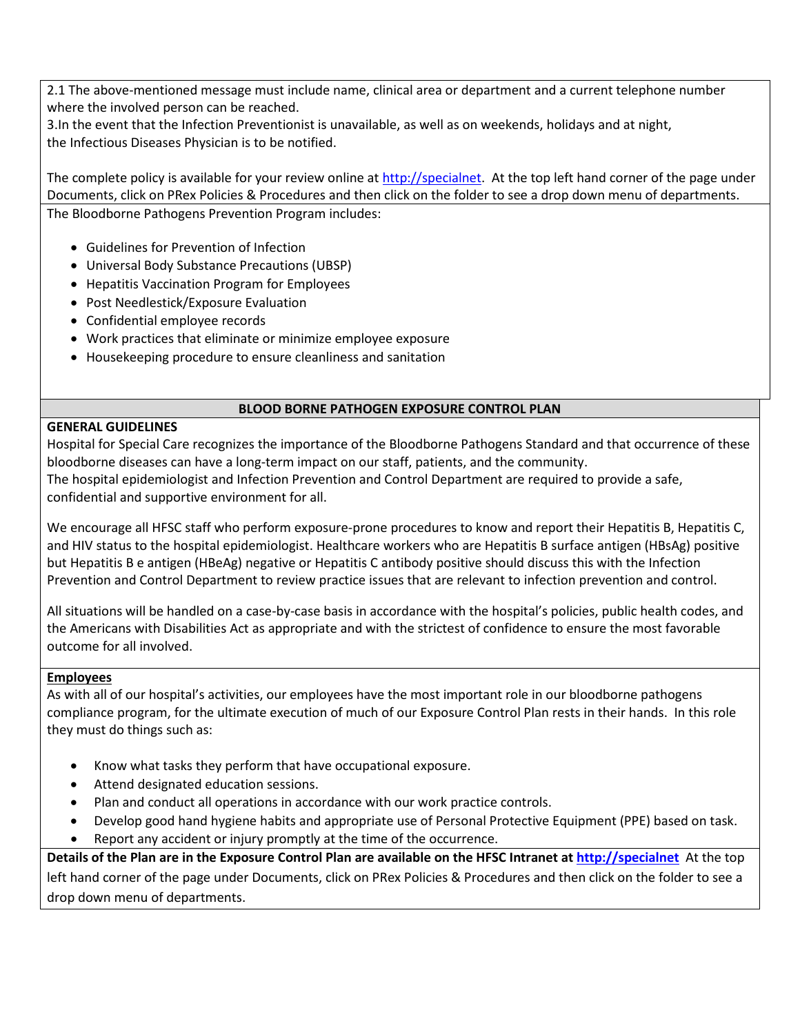2.1 The above-mentioned message must include name, clinical area or department and a current telephone number where the involved person can be reached.
3.In the event that the Infection Preventionist is unavailable, as well as on weekends, holidays and at night, the Infectious Diseases Physician is to be notified.

The complete policy is available for your review online at http://specialnet. At the top left hand corner of the page under Documents, click on PRex Policies & Procedures and then click on the folder to see a drop down menu of departments.

The Bloodborne Pathogens Prevention Program includes:

- Guidelines for Prevention of Infection
- Universal Body Substance Precautions (UBSP)
- Hepatitis Vaccination Program for Employees
- Post Needlestick/Exposure Evaluation
- Confidential employee records
- Work practices that eliminate or minimize employee exposure
- Housekeeping procedure to ensure cleanliness and sanitation

## BLOOD BORNE PATHOGEN EXPOSURE CONTROL PLAN

**GENERAL GUIDELINES**

Hospital for Special Care recognizes the importance of the Bloodborne Pathogens Standard and that occurrence of these bloodborne diseases can have a long-term impact on our staff, patients, and the community.
The hospital epidemiologist and Infection Prevention and Control Department are required to provide a safe, confidential and supportive environment for all.

We encourage all HFSC staff who perform exposure-prone procedures to know and report their Hepatitis B, Hepatitis C, and HIV status to the hospital epidemiologist. Healthcare workers who are Hepatitis B surface antigen (HBsAg) positive but Hepatitis B e antigen (HBeAg) negative or Hepatitis C antibody positive should discuss this with the Infection Prevention and Control Department to review practice issues that are relevant to infection prevention and control.

All situations will be handled on a case-by-case basis in accordance with the hospital's policies, public health codes, and the Americans with Disabilities Act as appropriate and with the strictest of confidence to ensure the most favorable outcome for all involved.

**Employees**

As with all of our hospital's activities, our employees have the most important role in our bloodborne pathogens compliance program, for the ultimate execution of much of our Exposure Control Plan rests in their hands. In this role they must do things such as:

- Know what tasks they perform that have occupational exposure.
- Attend designated education sessions.
- Plan and conduct all operations in accordance with our work practice controls.
- Develop good hand hygiene habits and appropriate use of Personal Protective Equipment (PPE) based on task.
- Report any accident or injury promptly at the time of the occurrence.

**Details of the Plan are in the Exposure Control Plan are available on the HFSC Intranet at http://specialnet** At the top left hand corner of the page under Documents, click on PRex Policies & Procedures and then click on the folder to see a drop down menu of departments.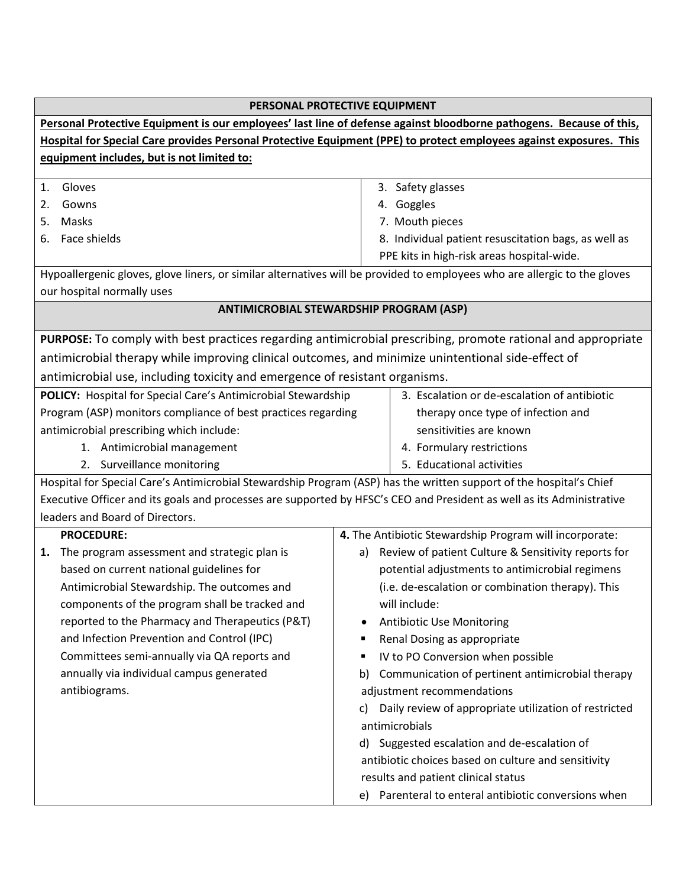## PERSONAL PROTECTIVE EQUIPMENT

**Personal Protective Equipment is our employees' last line of defense against bloodborne pathogens. Because of this, Hospital for Special Care provides Personal Protective Equipment (PPE) to protect employees against exposures. This equipment includes, but is not limited to:**

1. Gloves
2. Gowns
3. Safety glasses
4. Goggles
5. Masks
6. Face shields
7. Mouth pieces
8. Individual patient resuscitation bags, as well as PPE kits in high-risk areas hospital-wide.

Hypoallergenic gloves, glove liners, or similar alternatives will be provided to employees who are allergic to the gloves our hospital normally uses

## ANTIMICROBIAL STEWARDSHIP PROGRAM (ASP)

**PURPOSE:** To comply with best practices regarding antimicrobial prescribing, promote rational and appropriate antimicrobial therapy while improving clinical outcomes, and minimize unintentional side-effect of antimicrobial use, including toxicity and emergence of resistant organisms.

**POLICY:** Hospital for Special Care's Antimicrobial Stewardship Program (ASP) monitors compliance of best practices regarding antimicrobial prescribing which include:

1. Antimicrobial management
2. Surveillance monitoring
3. Escalation or de-escalation of antibiotic therapy once type of infection and sensitivities are known
4. Formulary restrictions
5. Educational activities

Hospital for Special Care's Antimicrobial Stewardship Program (ASP) has the written support of the hospital's Chief Executive Officer and its goals and processes are supported by HFSC's CEO and President as well as its Administrative leaders and Board of Directors.

**PROCEDURE:**

1. The program assessment and strategic plan is based on current national guidelines for Antimicrobial Stewardship. The outcomes and components of the program shall be tracked and reported to the Pharmacy and Therapeutics (P&T) and Infection Prevention and Control (IPC) Committees semi-annually via QA reports and annually via individual campus generated antibiograms.

**4.** The Antibiotic Stewardship Program will incorporate:

a) Review of patient Culture & Sensitivity reports for potential adjustments to antimicrobial regimens (i.e. de-escalation or combination therapy). This will include:
- Antibiotic Use Monitoring
- Renal Dosing as appropriate
- IV to PO Conversion when possible

b) Communication of pertinent antimicrobial therapy adjustment recommendations

c) Daily review of appropriate utilization of restricted antimicrobials

d) Suggested escalation and de-escalation of antibiotic choices based on culture and sensitivity results and patient clinical status

e) Parenteral to enteral antibiotic conversions when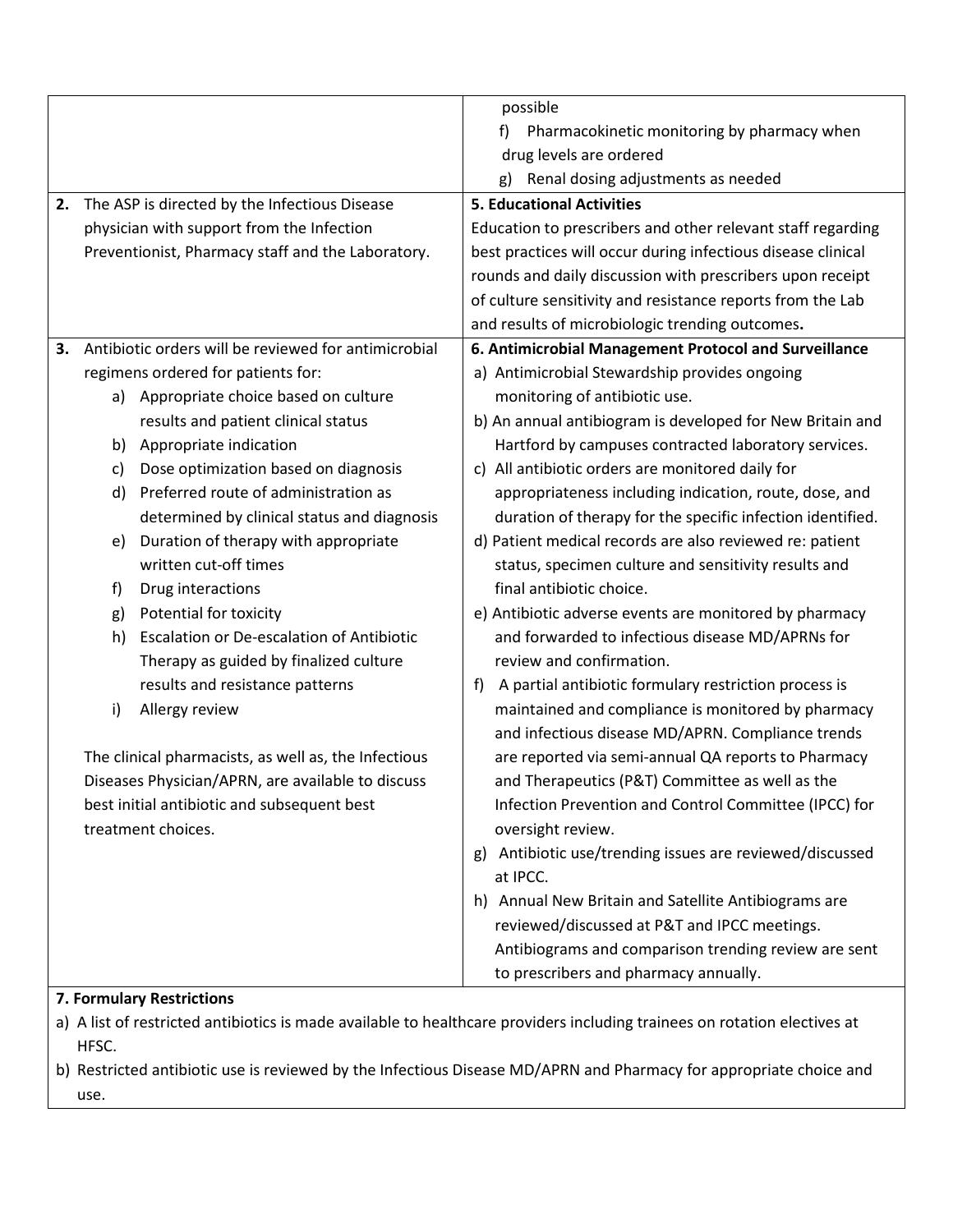| | |
|---|---|
| | possible<br>f) Pharmacokinetic monitoring by pharmacy when drug levels are ordered<br>g) Renal dosing adjustments as needed |
| **2.** The ASP is directed by the Infectious Disease physician with support from the Infection Preventionist, Pharmacy staff and the Laboratory. | **5. Educational Activities**<br>Education to prescribers and other relevant staff regarding best practices will occur during infectious disease clinical rounds and daily discussion with prescribers upon receipt of culture sensitivity and resistance reports from the Lab and results of microbiologic trending outcomes. |
| **3.** Antibiotic orders will be reviewed for antimicrobial regimens ordered for patients for:<br>a) Appropriate choice based on culture results and patient clinical status<br>b) Appropriate indication<br>c) Dose optimization based on diagnosis<br>d) Preferred route of administration as determined by clinical status and diagnosis<br>e) Duration of therapy with appropriate written cut-off times<br>f) Drug interactions<br>g) Potential for toxicity<br>h) Escalation or De-escalation of Antibiotic Therapy as guided by finalized culture results and resistance patterns<br>i) Allergy review<br><br>The clinical pharmacists, as well as, the Infectious Diseases Physician/APRN, are available to discuss best initial antibiotic and subsequent best treatment choices. | **6. Antimicrobial Management Protocol and Surveillance**<br>a) Antimicrobial Stewardship provides ongoing monitoring of antibiotic use.<br>b) An annual antibiogram is developed for New Britain and Hartford by campuses contracted laboratory services.<br>c) All antibiotic orders are monitored daily for appropriateness including indication, route, dose, and duration of therapy for the specific infection identified.<br>d) Patient medical records are also reviewed re: patient status, specimen culture and sensitivity results and final antibiotic choice.<br>e) Antibiotic adverse events are monitored by pharmacy and forwarded to infectious disease MD/APRNs for review and confirmation.<br>f) A partial antibiotic formulary restriction process is maintained and compliance is monitored by pharmacy and infectious disease MD/APRN. Compliance trends are reported via semi-annual QA reports to Pharmacy and Therapeutics (P&T) Committee as well as the Infection Prevention and Control Committee (IPCC) for oversight review.<br>g) Antibiotic use/trending issues are reviewed/discussed at IPCC.<br>h) Annual New Britain and Satellite Antibiograms are reviewed/discussed at P&T and IPCC meetings. Antibiograms and comparison trending review are sent to prescribers and pharmacy annually. |

**7. Formulary Restrictions**

a) A list of restricted antibiotics is made available to healthcare providers including trainees on rotation electives at HFSC.
b) Restricted antibiotic use is reviewed by the Infectious Disease MD/APRN and Pharmacy for appropriate choice and use.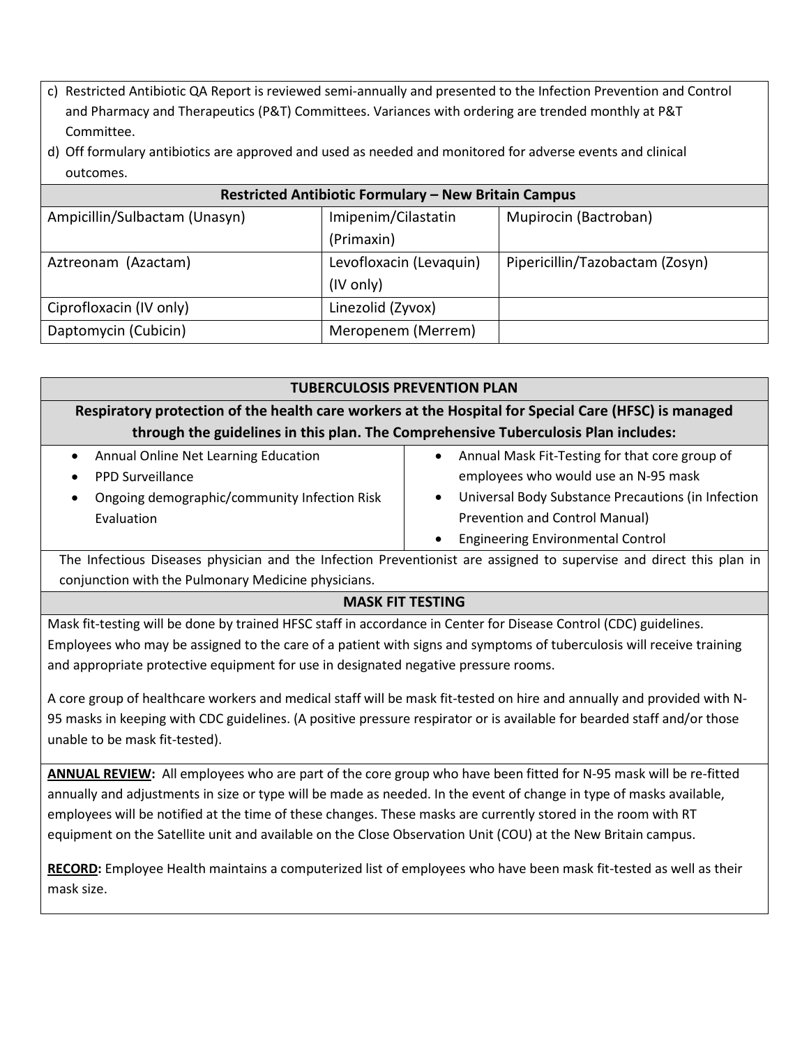c) Restricted Antibiotic QA Report is reviewed semi-annually and presented to the Infection Prevention and Control and Pharmacy and Therapeutics (P&T) Committees. Variances with ordering are trended monthly at P&T Committee.

d) Off formulary antibiotics are approved and used as needed and monitored for adverse events and clinical outcomes.

**Restricted Antibiotic Formulary – New Britain Campus**

| | | |
|---|---|---|
| Ampicillin/Sulbactam (Unasyn) | Imipenim/Cilastatin (Primaxin) | Mupirocin (Bactroban) |
| Aztreonam (Azactam) | Levofloxacin (Levaquin) (IV only) | Pipericillin/Tazobactam (Zosyn) |
| Ciprofloxacin (IV only) | Linezolid (Zyvox) | |
| Daptomycin (Cubicin) | Meropenem (Merrem) | |

## TUBERCULOSIS PREVENTION PLAN

**Respiratory protection of the health care workers at the Hospital for Special Care (HFSC) is managed through the guidelines in this plan. The Comprehensive Tuberculosis Plan includes:**

- Annual Online Net Learning Education
- PPD Surveillance
- Ongoing demographic/community Infection Risk Evaluation
- Annual Mask Fit-Testing for that core group of employees who would use an N-95 mask
- Universal Body Substance Precautions (in Infection Prevention and Control Manual)
- Engineering Environmental Control

The Infectious Diseases physician and the Infection Preventionist are assigned to supervise and direct this plan in conjunction with the Pulmonary Medicine physicians.

## MASK FIT TESTING

Mask fit-testing will be done by trained HFSC staff in accordance in Center for Disease Control (CDC) guidelines. Employees who may be assigned to the care of a patient with signs and symptoms of tuberculosis will receive training and appropriate protective equipment for use in designated negative pressure rooms.

A core group of healthcare workers and medical staff will be mask fit-tested on hire and annually and provided with N-95 masks in keeping with CDC guidelines. (A positive pressure respirator or is available for bearded staff and/or those unable to be mask fit-tested).

**ANNUAL REVIEW:** All employees who are part of the core group who have been fitted for N-95 mask will be re-fitted annually and adjustments in size or type will be made as needed. In the event of change in type of masks available, employees will be notified at the time of these changes. These masks are currently stored in the room with RT equipment on the Satellite unit and available on the Close Observation Unit (COU) at the New Britain campus.

**RECORD:** Employee Health maintains a computerized list of employees who have been mask fit-tested as well as their mask size.